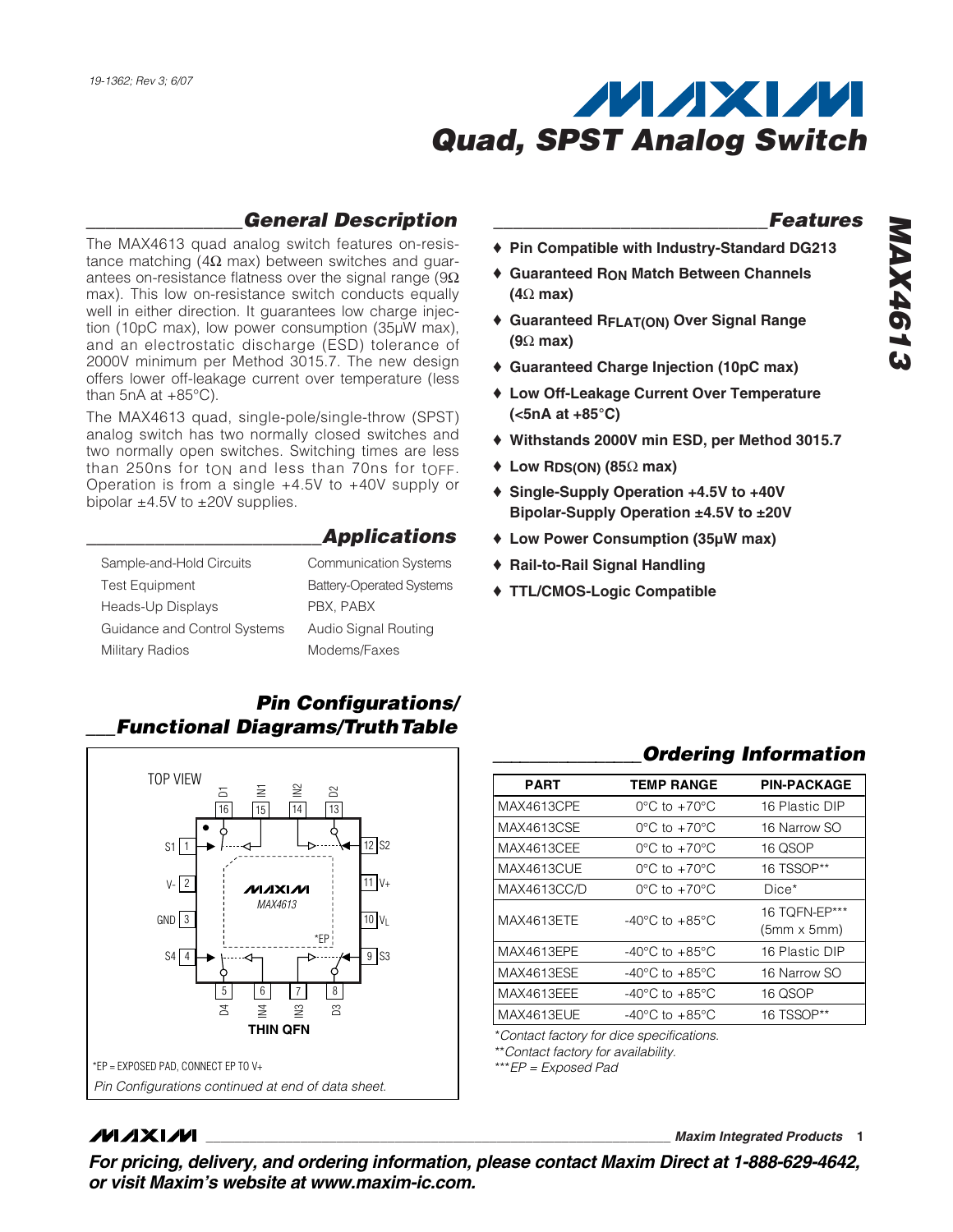# Quad, SPST Analog Switch

## General Description

The MAX4613 quad analog switch features on-resistance matching (4Ω max) between switches and guarantees on-resistance flatness over the signal range (9Ω max). This low on-resistance switch conducts equally well in either direction. It guarantees low charge injection (10pC max), low power consumption (35µW max), and an electrostatic discharge (ESD) tolerance of 2000V minimum per Method 3015.7. The new design offers lower off-leakage current over temperature (less than 5nA at +85°C).

The MAX4613 quad, single-pole/single-throw (SPST) analog switch has two normally closed switches and two normally open switches. Switching times are less than 250ns for $t_{ON}$ and less than 70ns for $t_{OFF}$. Operation is from a single +4.5V to +40V supply or bipolar ±4.5V to ±20V supplies.

## Applications

- Sample-and-Hold Circuits
- Test Equipment
- Heads-Up Displays
- Guidance and Control Systems
- Military Radios
- Communication Systems
- Battery-Operated Systems
- PBX, PABX
- Audio Signal Routing
- Modems/Faxes

## Features

- ♦ Pin Compatible with Industry-Standard DG213
- ♦ Guaranteed $R_{ON}$ Match Between Channels (4Ω max)
- ♦ Guaranteed $R_{FLAT(ON)}$ Over Signal Range (9Ω max)
- ♦ Guaranteed Charge Injection (10pC max)
- ♦ Low Off-Leakage Current Over Temperature (<5nA at +85°C)
- ♦ Withstands 2000V min ESD, per Method 3015.7
- ♦ Low $R_{DS(ON)}$ (85Ω max)
- ♦ Single-Supply Operation +4.5V to +40V Bipolar-Supply Operation ±4.5V to ±20V
- ♦ Low Power Consumption (35µW max)
- ♦ Rail-to-Rail Signal Handling
- ♦ TTL/CMOS-Logic Compatible

## Pin Configurations/Functional Diagrams/Truth Table

TOP VIEW

Pins: 1 S1, 2 V-, 3 GND, 4 S4, 5 D4, 6 IN4, 7 IN3, 8 D3, 9 S3, 10 $V_L$, 11 V+, 12 S2, 13 D2, 14 IN2, 15 IN1, 16 D1

MAX4613

*EP

THIN QFN

*EP = EXPOSED PAD, CONNECT EP TO V+

*Pin Configurations continued at end of data sheet.*

## Ordering Information

| PART | TEMP RANGE | PIN-PACKAGE |
|---|---|---|
| MAX4613CPE | 0°C to +70°C | 16 Plastic DIP |
| MAX4613CSE | 0°C to +70°C | 16 Narrow SO |
| MAX4613CEE | 0°C to +70°C | 16 QSOP |
| MAX4613CUE | 0°C to +70°C | 16 TSSOP** |
| MAX4613CC/D | 0°C to +70°C | Dice* |
| MAX4613ETE | -40°C to +85°C | 16 TQFN-EP*** (5mm x 5mm) |
| MAX4613EPE | -40°C to +85°C | 16 Plastic DIP |
| MAX4613ESE | -40°C to +85°C | 16 Narrow SO |
| MAX4613EEE | -40°C to +85°C | 16 QSOP |
| MAX4613EUE | -40°C to +85°C | 16 TSSOP** |

*Contact factory for dice specifications.

**Contact factory for availability.

***EP = Exposed Pad

**For pricing, delivery, and ordering information, please contact Maxim Direct at 1-888-629-4642, or visit Maxim's website at www.maxim-ic.com.**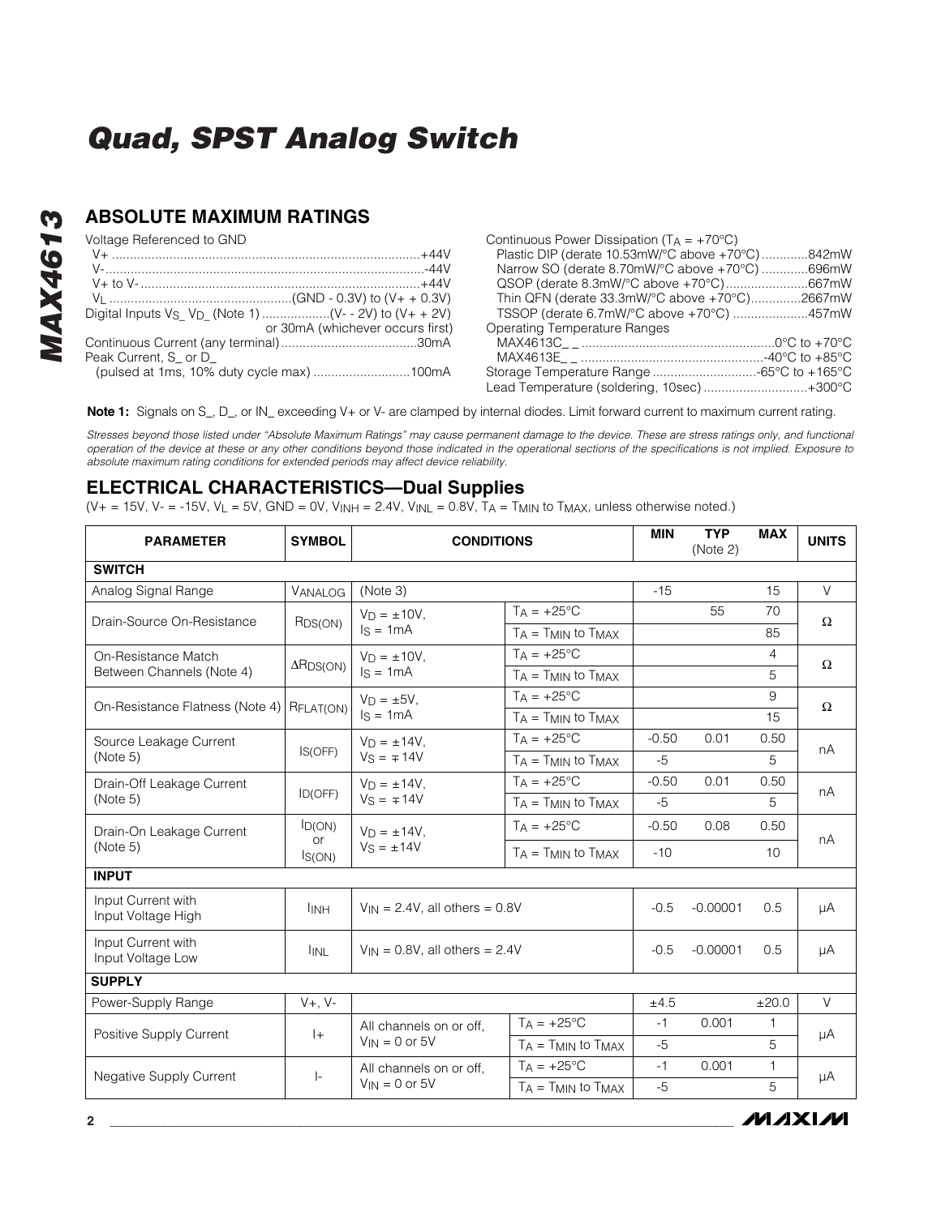# Quad, SPST Analog Switch

## ABSOLUTE MAXIMUM RATINGS

Voltage Referenced to GND
- V+ ....................................................................................+44V
- V- .....................................................................................-44V
- V+ to V- ............................................................................+44V
- $V_L$ ..................................................(GND - 0.3V) to (V+ + 0.3V)

Digital Inputs $V_{S\_}$, $V_{D\_}$ (Note 1) ..................(V- - 2V) to (V+ + 2V) or 30mA (whichever occurs first)

Continuous Current (any terminal) .....................................30mA

Peak Current, S_ or D_ (pulsed at 1ms, 10% duty cycle max) ..........................100mA

Continuous Power Dissipation ($T_A$ = +70°C)
- Plastic DIP (derate 10.53mW/°C above +70°C) ............842mW
- Narrow SO (derate 8.70mW/°C above +70°C) ............696mW
- QSOP (derate 8.3mW/°C above +70°C) .......................667mW
- Thin QFN (derate 33.3mW/°C above +70°C)..............2667mW
- TSSOP (derate 6.7mW/°C above +70°C) .....................457mW

Operating Temperature Ranges
- MAX4613C_ _ .....................................................0°C to +70°C
- MAX4613E_ _ ..................................................-40°C to +85°C

Storage Temperature Range ............................-65°C to +165°C

Lead Temperature (soldering, 10sec) ............................+300°C

**Note 1:** Signals on S_, D_, or IN_ exceeding V+ or V- are clamped by internal diodes. Limit forward current to maximum current rating.

*Stresses beyond those listed under "Absolute Maximum Ratings" may cause permanent damage to the device. These are stress ratings only, and functional operation of the device at these or any other conditions beyond those indicated in the operational sections of the specifications is not implied. Exposure to absolute maximum rating conditions for extended periods may affect device reliability.*

## ELECTRICAL CHARACTERISTICS—Dual Supplies

(V+ = 15V, V- = -15V, $V_L$ = 5V, GND = 0V, $V_{INH}$ = 2.4V, $V_{INL}$ = 0.8V, $T_A$ = $T_{MIN}$ to $T_{MAX}$, unless otherwise noted.)

| PARAMETER | SYMBOL | CONDITIONS | | MIN | TYP (Note 2) | MAX | UNITS |
|---|---|---|---|---|---|---|---|
| **SWITCH** | | | | | | | |
| Analog Signal Range | $V_{ANALOG}$ | (Note 3) | | -15 | | 15 | V |
| Drain-Source On-Resistance | $R_{DS(ON)}$ | $V_D$ = ±10V, $I_S$ = 1mA | $T_A$ = +25°C | | 55 | 70 | Ω |
| | | | $T_A$ = $T_{MIN}$ to $T_{MAX}$ | | | 85 | |
| On-Resistance Match Between Channels (Note 4) | $\Delta R_{DS(ON)}$ | $V_D$ = ±10V, $I_S$ = 1mA | $T_A$ = +25°C | | | 4 | Ω |
| | | | $T_A$ = $T_{MIN}$ to $T_{MAX}$ | | | 5 | |
| On-Resistance Flatness (Note 4) | $R_{FLAT(ON)}$ | $V_D$ = ±5V, $I_S$ = 1mA | $T_A$ = +25°C | | | 9 | Ω |
| | | | $T_A$ = $T_{MIN}$ to $T_{MAX}$ | | | 15 | |
| Source Leakage Current (Note 5) | $I_{S(OFF)}$ | $V_D$ = ±14V, $V_S$ = ∓14V | $T_A$ = +25°C | -0.50 | 0.01 | 0.50 | nA |
| | | | $T_A$ = $T_{MIN}$ to $T_{MAX}$ | -5 | | 5 | |
| Drain-Off Leakage Current (Note 5) | $I_{D(OFF)}$ | $V_D$ = ±14V, $V_S$ = ∓14V | $T_A$ = +25°C | -0.50 | 0.01 | 0.50 | nA |
| | | | $T_A$ = $T_{MIN}$ to $T_{MAX}$ | -5 | | 5 | |
| Drain-On Leakage Current (Note 5) | $I_{D(ON)}$ or $I_{S(ON)}$ | $V_D$ = ±14V, $V_S$ = ±14V | $T_A$ = +25°C | -0.50 | 0.08 | 0.50 | nA |
| | | | $T_A$ = $T_{MIN}$ to $T_{MAX}$ | -10 | | 10 | |
| **INPUT** | | | | | | | |
| Input Current with Input Voltage High | $I_{INH}$ | $V_{IN}$ = 2.4V, all others = 0.8V | | -0.5 | -0.00001 | 0.5 | µA |
| Input Current with Input Voltage Low | $I_{INL}$ | $V_{IN}$ = 0.8V, all others = 2.4V | | -0.5 | -0.00001 | 0.5 | µA |
| **SUPPLY** | | | | | | | |
| Power-Supply Range | V+, V- | | | ±4.5 | | ±20.0 | V |
| Positive Supply Current | I+ | All channels on or off, $V_{IN}$ = 0 or 5V | $T_A$ = +25°C | -1 | 0.001 | 1 | µA |
| | | | $T_A$ = $T_{MIN}$ to $T_{MAX}$ | -5 | | 5 | |
| Negative Supply Current | I- | All channels on or off, $V_{IN}$ = 0 or 5V | $T_A$ = +25°C | -1 | 0.001 | 1 | µA |
| | | | $T_A$ = $T_{MIN}$ to $T_{MAX}$ | -5 | | 5 | |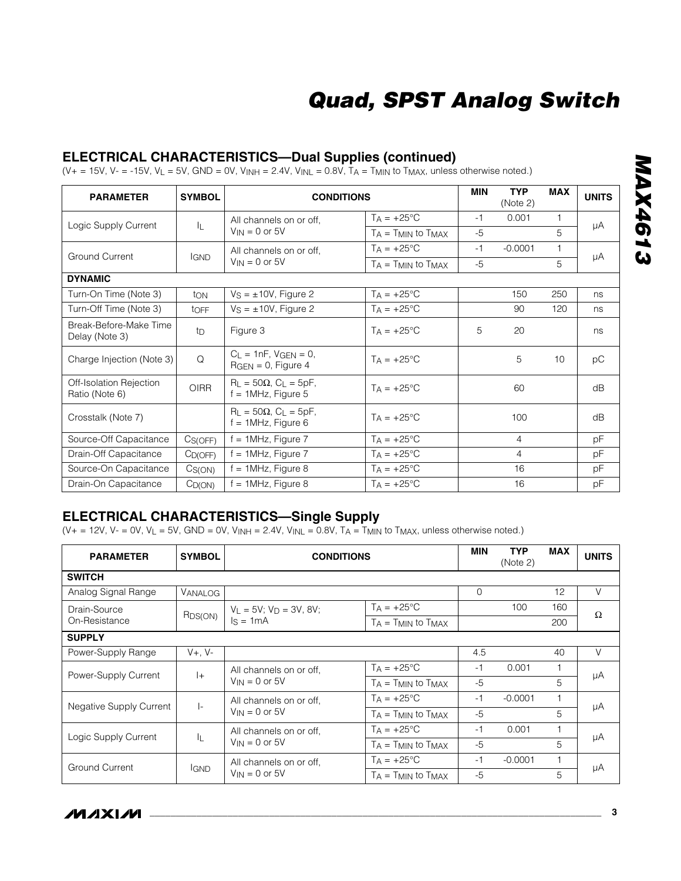## ELECTRICAL CHARACTERISTICS—Dual Supplies (continued)

($V+ = 15V$, $V- = -15V$, $V_L = 5V$, GND = 0V, $V_{INH} = 2.4V$, $V_{INL} = 0.8V$, $T_A = T_{MIN}$ to $T_{MAX}$, unless otherwise noted.)

| PARAMETER | SYMBOL | CONDITIONS | | MIN | TYP (Note 2) | MAX | UNITS |
|---|---|---|---|---|---|---|---|
| Logic Supply Current | $I_L$ | All channels on or off, $V_{IN}$ = 0 or 5V | $T_A = +25°C$ | -1 | 0.001 | 1 | µA |
| | | | $T_A = T_{MIN}$ to $T_{MAX}$ | -5 | | 5 | |
| Ground Current | $I_{GND}$ | All channels on or off, $V_{IN}$ = 0 or 5V | $T_A = +25°C$ | -1 | -0.0001 | 1 | µA |
| | | | $T_A = T_{MIN}$ to $T_{MAX}$ | -5 | | 5 | |
| **DYNAMIC** | | | | | | | |
| Turn-On Time (Note 3) | $t_{ON}$ | $V_S = \pm10V$, Figure 2 | $T_A = +25°C$ | | 150 | 250 | ns |
| Turn-Off Time (Note 3) | $t_{OFF}$ | $V_S = \pm10V$, Figure 2 | $T_A = +25°C$ | | 90 | 120 | ns |
| Break-Before-Make Time Delay (Note 3) | $t_D$ | Figure 3 | $T_A = +25°C$ | 5 | 20 | | ns |
| Charge Injection (Note 3) | Q | $C_L$ = 1nF, $V_{GEN}$ = 0, $R_{GEN}$ = 0, Figure 4 | $T_A = +25°C$ | | 5 | 10 | pC |
| Off-Isolation Rejection Ratio (Note 6) | OIRR | $R_L = 50\Omega$, $C_L$ = 5pF, f = 1MHz, Figure 5 | $T_A = +25°C$ | | 60 | | dB |
| Crosstalk (Note 7) | | $R_L = 50\Omega$, $C_L$ = 5pF, f = 1MHz, Figure 6 | $T_A = +25°C$ | | 100 | | dB |
| Source-Off Capacitance | $C_{S(OFF)}$ | f = 1MHz, Figure 7 | $T_A = +25°C$ | | 4 | | pF |
| Drain-Off Capacitance | $C_{D(OFF)}$ | f = 1MHz, Figure 7 | $T_A = +25°C$ | | 4 | | pF |
| Source-On Capacitance | $C_{S(ON)}$ | f = 1MHz, Figure 8 | $T_A = +25°C$ | | 16 | | pF |
| Drain-On Capacitance | $C_{D(ON)}$ | f = 1MHz, Figure 8 | $T_A = +25°C$ | | 16 | | pF |

## ELECTRICAL CHARACTERISTICS—Single Supply

($V+ = 12V$, $V- = 0V$, $V_L = 5V$, GND = 0V, $V_{INH} = 2.4V$, $V_{INL} = 0.8V$, $T_A = T_{MIN}$ to $T_{MAX}$, unless otherwise noted.)

| PARAMETER | SYMBOL | CONDITIONS | | MIN | TYP (Note 2) | MAX | UNITS |
|---|---|---|---|---|---|---|---|
| **SWITCH** | | | | | | | |
| Analog Signal Range | $V_{ANALOG}$ | | | 0 | | 12 | V |
| Drain-Source On-Resistance | $R_{DS(ON)}$ | $V_L$ = 5V; $V_D$ = 3V, 8V; $I_S$ = 1mA | $T_A = +25°C$ | | 100 | 160 | Ω |
| | | | $T_A = T_{MIN}$ to $T_{MAX}$ | | | 200 | |
| **SUPPLY** | | | | | | | |
| Power-Supply Range | V+, V- | | | 4.5 | | 40 | V |
| Power-Supply Current | I+ | All channels on or off, $V_{IN}$ = 0 or 5V | $T_A = +25°C$ | -1 | 0.001 | 1 | µA |
| | | | $T_A = T_{MIN}$ to $T_{MAX}$ | -5 | | 5 | |
| Negative Supply Current | I- | All channels on or off, $V_{IN}$ = 0 or 5V | $T_A = +25°C$ | -1 | -0.0001 | 1 | µA |
| | | | $T_A = T_{MIN}$ to $T_{MAX}$ | -5 | | 5 | |
| Logic Supply Current | $I_L$ | All channels on or off, $V_{IN}$ = 0 or 5V | $T_A = +25°C$ | -1 | 0.001 | 1 | µA |
| | | | $T_A = T_{MIN}$ to $T_{MAX}$ | -5 | | 5 | |
| Ground Current | $I_{GND}$ | All channels on or off, $V_{IN}$ = 0 or 5V | $T_A = +25°C$ | -1 | -0.0001 | 1 | µA |
| | | | $T_A = T_{MIN}$ to $T_{MAX}$ | -5 | | 5 | |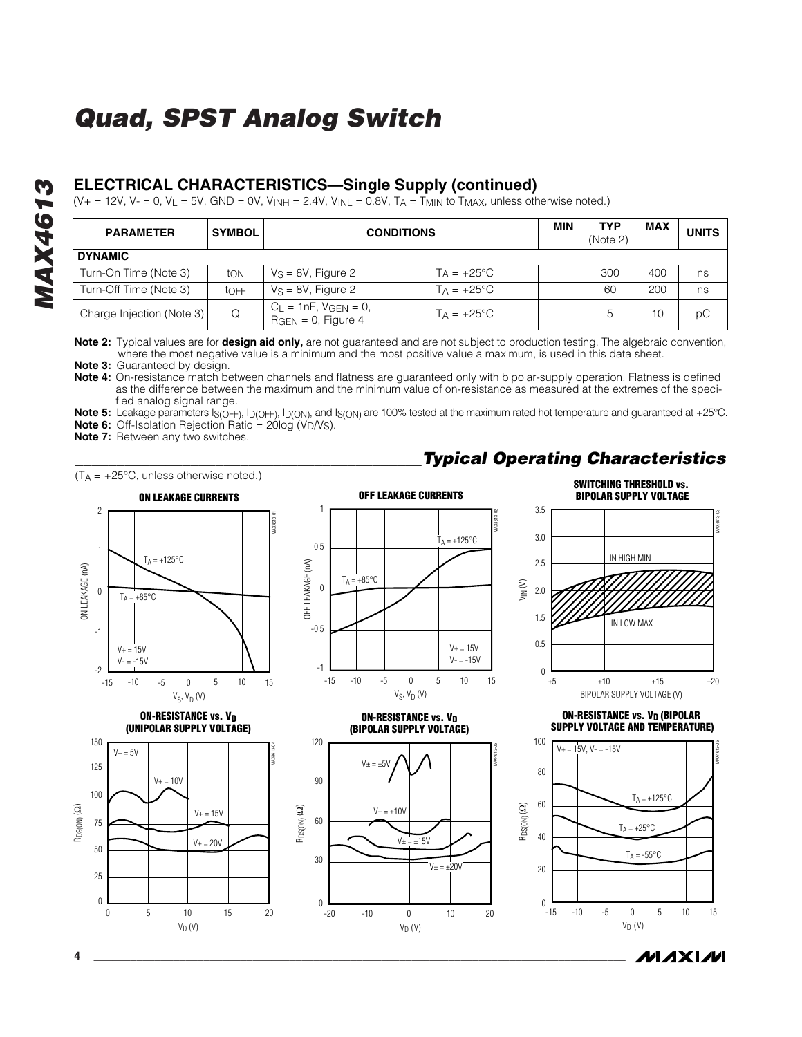## ELECTRICAL CHARACTERISTICS—Single Supply (continued)

($V+ = 12V$, $V- = 0$, $V_L = 5V$, GND = 0V, $V_{INH} = 2.4V$, $V_{INL} = 0.8V$, $T_A = T_{MIN}$ to $T_{MAX}$, unless otherwise noted.)

| PARAMETER | SYMBOL | CONDITIONS | | MIN | TYP (Note 2) | MAX | UNITS |
|---|---|---|---|---|---|---|---|
| **DYNAMIC** | | | | | | | |
| Turn-On Time (Note 3) | $t_{ON}$ | $V_S = 8V$, Figure 2 | $T_A = +25°C$ | | 300 | 400 | ns |
| Turn-Off Time (Note 3) | $t_{OFF}$ | $V_S = 8V$, Figure 2 | $T_A = +25°C$ | | 60 | 200 | ns |
| Charge Injection (Note 3) | Q | $C_L = 1nF$, $V_{GEN} = 0$, $R_{GEN} = 0$, Figure 4 | $T_A = +25°C$ | | 5 | 10 | pC |

**Note 2:** Typical values are for **design aid only,** are not guaranteed and are not subject to production testing. The algebraic convention, where the most negative value is a minimum and the most positive value a maximum, is used in this data sheet.

**Note 3:** Guaranteed by design.

**Note 4:** On-resistance match between channels and flatness are guaranteed only with bipolar-supply operation. Flatness is defined as the difference between the maximum and the minimum value of on-resistance as measured at the extremes of the specified analog signal range.

**Note 5:** Leakage parameters $I_{S(OFF)}$, $I_{D(OFF)}$, $I_{D(ON)}$, and $I_{S(ON)}$ are 100% tested at the maximum rated hot temperature and guaranteed at +25°C.

**Note 6:** Off-Isolation Rejection Ratio = 20log ($V_D/V_S$).

**Note 7:** Between any two switches.

## *Typical Operating Characteristics*

($T_A = +25°C$, unless otherwise noted.)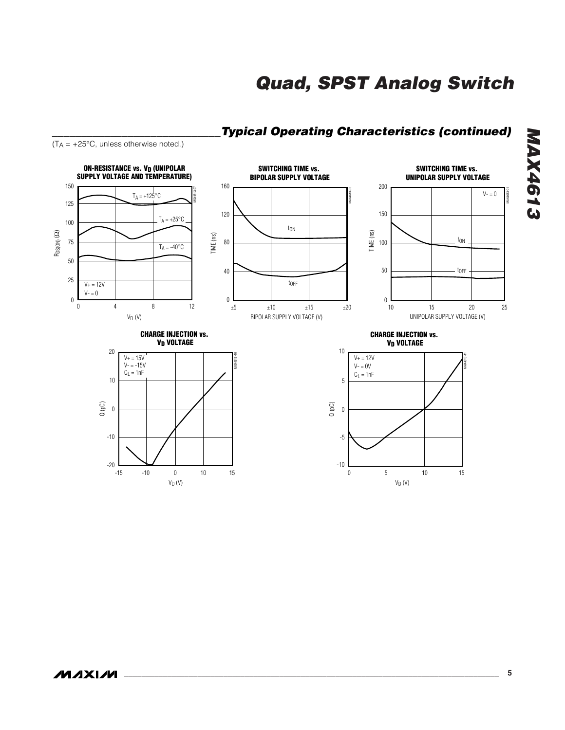## Typical Operating Characteristics (continued)

($T_A$ = +25°C, unless otherwise noted.)

**ON-RESISTANCE vs. $V_D$ (UNIPOLAR SUPPLY VOLTAGE AND TEMPERATURE)**

$T_A$ = +125°C
$T_A$ = +25°C
$T_A$ = -40°C
V+ = 12V
V- = 0

$R_{DS(ON)}$ (Ω)
$V_D$ (V)

**SWITCHING TIME vs. BIPOLAR SUPPLY VOLTAGE**

$t_{ON}$
$t_{OFF}$

TIME (ns)
BIPOLAR SUPPLY VOLTAGE (V)

**SWITCHING TIME vs. UNIPOLAR SUPPLY VOLTAGE**

V- = 0
$t_{ON}$
$t_{OFF}$

TIME (ns)
UNIPOLAR SUPPLY VOLTAGE (V)

**CHARGE INJECTION vs. $V_D$ VOLTAGE**

V+ = 15V
V- = -15V
$C_L$ = 1nF

Q (pC)
$V_D$ (V)

**CHARGE INJECTION vs. $V_D$ VOLTAGE**

V+ = 12V
V- = 0V
$C_L$ = 1nF

Q (pC)
$V_D$ (V)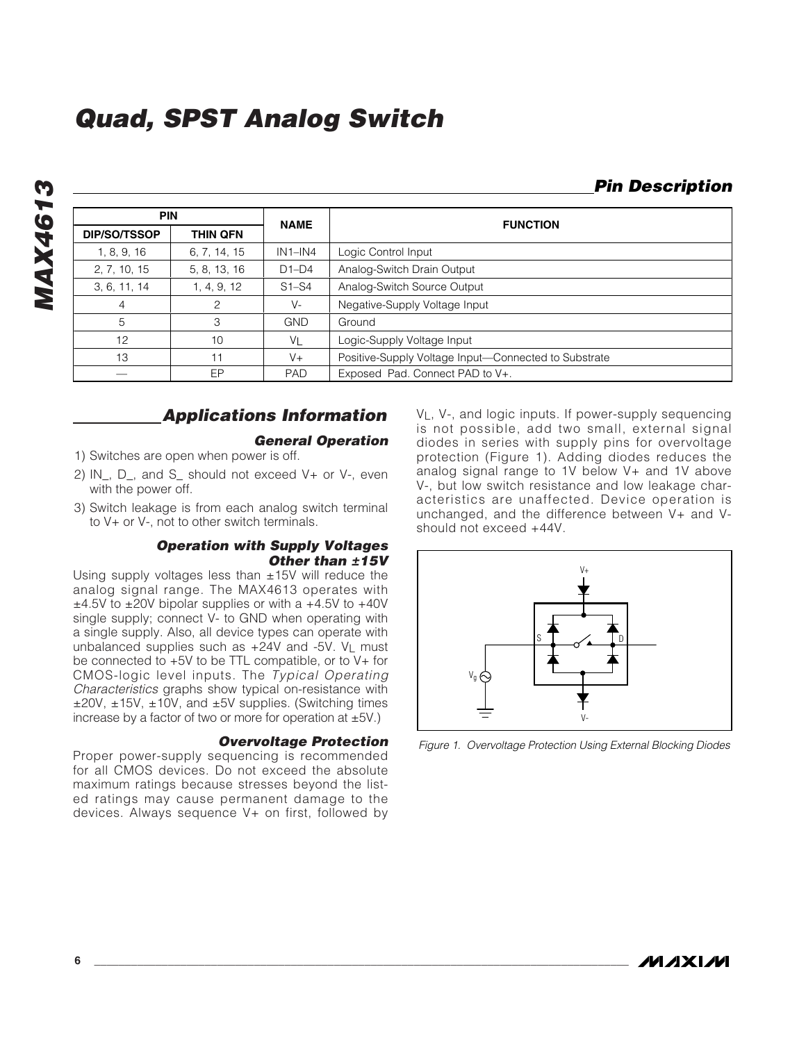## Pin Description

| PIN | | NAME | FUNCTION |
|---|---|---|---|
| DIP/SO/TSSOP | THIN QFN | | |
| 1, 8, 9, 16 | 6, 7, 14, 15 | IN1–IN4 | Logic Control Input |
| 2, 7, 10, 15 | 5, 8, 13, 16 | D1–D4 | Analog-Switch Drain Output |
| 3, 6, 11, 14 | 1, 4, 9, 12 | S1–S4 | Analog-Switch Source Output |
| 4 | 2 | V- | Negative-Supply Voltage Input |
| 5 | 3 | GND | Ground |
| 12 | 10 | $V_L$ | Logic-Supply Voltage Input |
| 13 | 11 | V+ | Positive-Supply Voltage Input—Connected to Substrate |
| — | EP | PAD | Exposed Pad. Connect PAD to V+. |

## Applications Information

### General Operation

1) Switches are open when power is off.
2) IN_, D_, and S_ should not exceed V+ or V-, even with the power off.
3) Switch leakage is from each analog switch terminal to V+ or V-, not to other switch terminals.

### Operation with Supply Voltages Other than ±15V

Using supply voltages less than ±15V will reduce the analog signal range. The MAX4613 operates with ±4.5V to ±20V bipolar supplies or with a +4.5V to +40V single supply; connect V- to GND when operating with a single supply. Also, all device types can operate with unbalanced supplies such as +24V and -5V. $V_L$ must be connected to +5V to be TTL compatible, or to V+ for CMOS-logic level inputs. The *Typical Operating Characteristics* graphs show typical on-resistance with ±20V, ±15V, ±10V, and ±5V supplies. (Switching times increase by a factor of two or more for operation at ±5V.)

### Overvoltage Protection

Proper power-supply sequencing is recommended for all CMOS devices. Do not exceed the absolute maximum ratings because stresses beyond the listed ratings may cause permanent damage to the devices. Always sequence V+ on first, followed by $V_L$, V-, and logic inputs. If power-supply sequencing is not possible, add two small, external signal diodes in series with supply pins for overvoltage protection (Figure 1). Adding diodes reduces the analog signal range to 1V below V+ and 1V above V-, but low switch resistance and low leakage characteristics are unaffected. Device operation is unchanged, and the difference between V+ and V- should not exceed +44V.

Figure 1. Overvoltage Protection Using External Blocking Diodes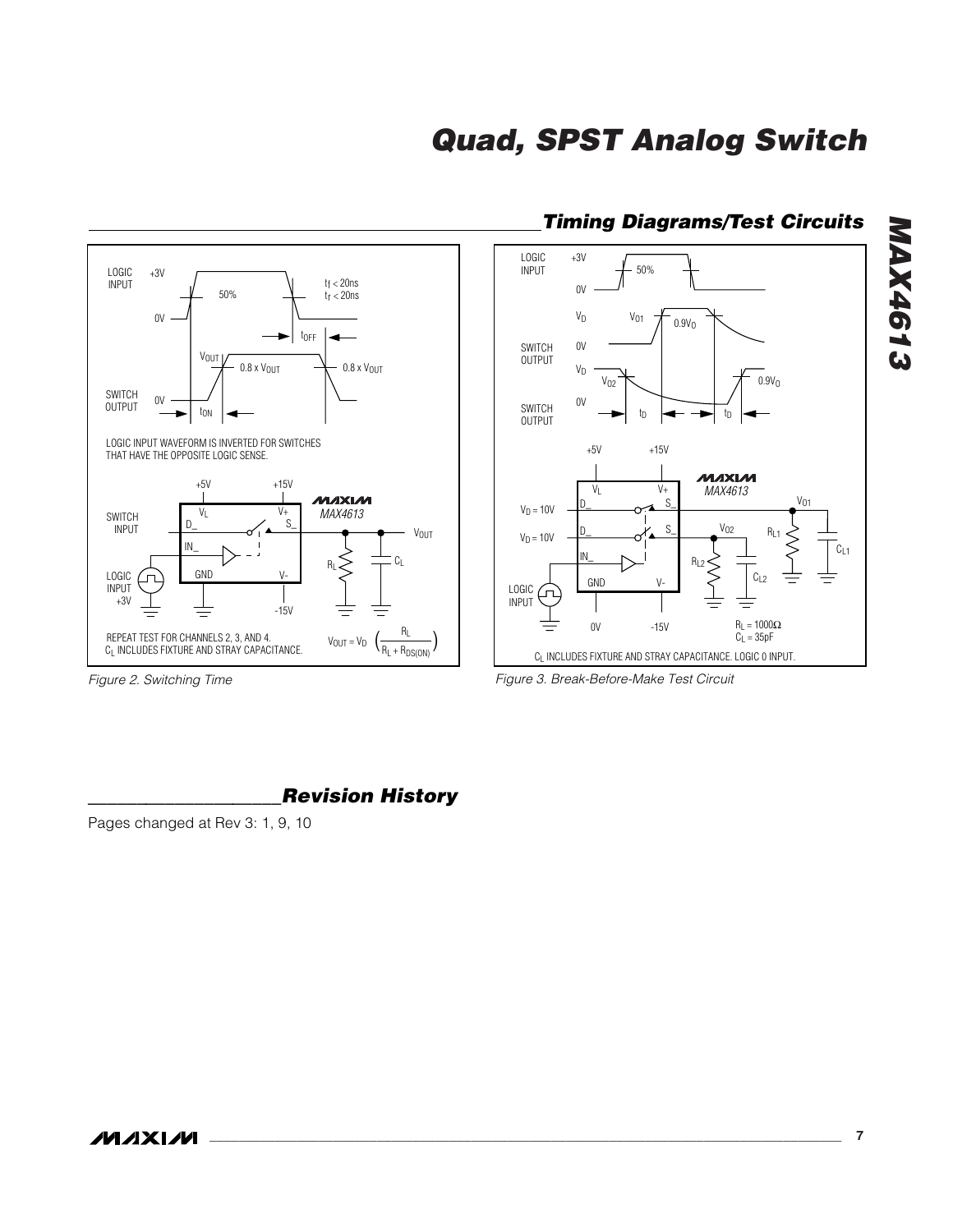## Timing Diagrams/Test Circuits

LOGIC INPUT WAVEFORM IS INVERTED FOR SWITCHES THAT HAVE THE OPPOSITE LOGIC SENSE.

REPEAT TEST FOR CHANNELS 2, 3, AND 4.
$C_L$ INCLUDES FIXTURE AND STRAY CAPACITANCE.

$$V_{OUT} = V_D \left(\frac{R_L}{R_L + R_{DS(ON)}}\right)$$

*Figure 2. Switching Time*

$R_L = 1000\Omega$
$C_L = 35pF$

$C_L$ INCLUDES FIXTURE AND STRAY CAPACITANCE. LOGIC 0 INPUT.

*Figure 3. Break-Before-Make Test Circuit*

## Revision History

Pages changed at Rev 3: 1, 9, 10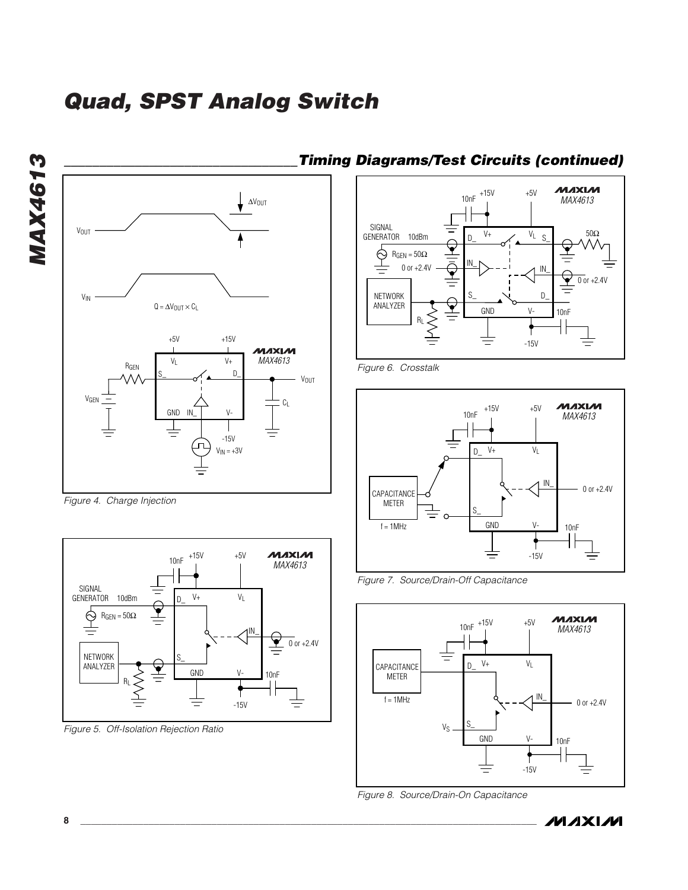## Timing Diagrams/Test Circuits (continued)

$Q = \Delta V_{OUT} \times C_L$

Figure 4. Charge Injection

Figure 5. Off-Isolation Rejection Ratio

Figure 6. Crosstalk

Figure 7. Source/Drain-Off Capacitance

Figure 8. Source/Drain-On Capacitance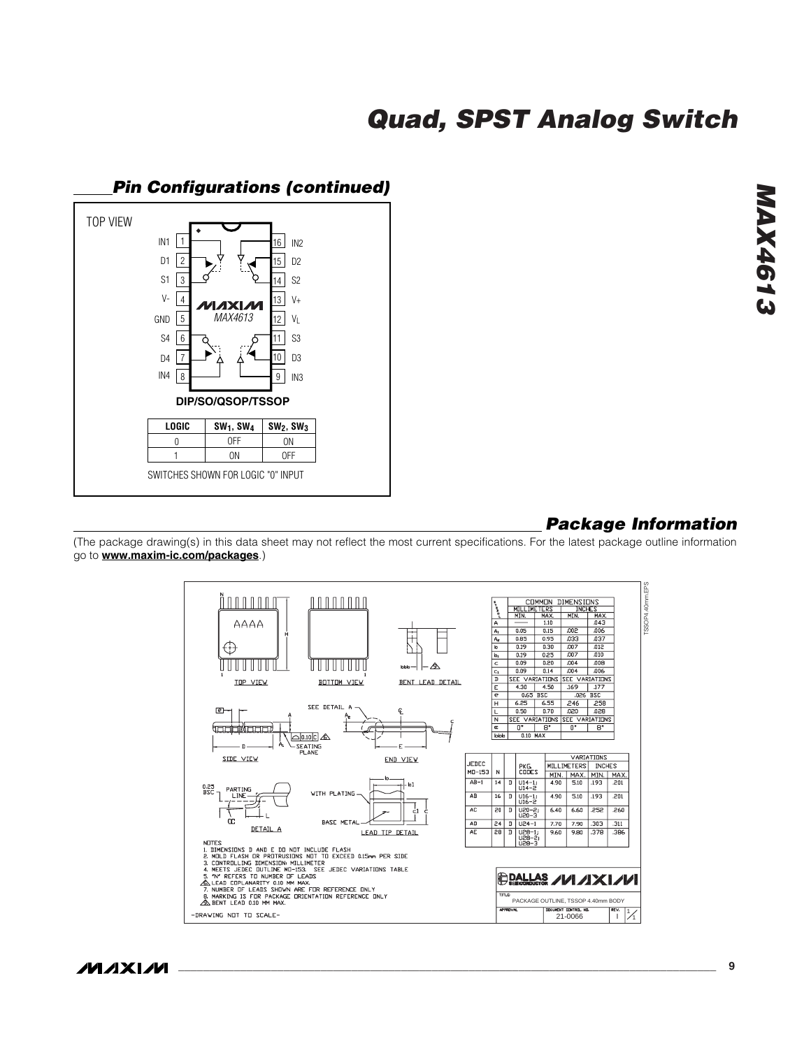# Quad, SPST Analog Switch

## Pin Configurations (continued)

TOP VIEW

| Pin | Name | | Pin | Name |
|---|---|---|---|---|
| 1 | IN1 | | 16 | IN2 |
| 2 | D1 | | 15 | D2 |
| 3 | S1 | | 14 | S2 |
| 4 | V- | | 13 | V+ |
| 5 | GND | | 12 | $V_L$ |
| 6 | S4 | | 11 | S3 |
| 7 | D4 | | 10 | D3 |
| 8 | IN4 | | 9 | IN3 |

MAXIM MAX4613

**DIP/SO/QSOP/TSSOP**

| LOGIC | $SW_1$, $SW_4$ | $SW_2$, $SW_3$ |
|---|---|---|
| 0 | OFF | ON |
| 1 | ON | OFF |

SWITCHES SHOWN FOR LOGIC "0" INPUT

## Package Information

(The package drawing(s) in this data sheet may not reflect the most current specifications. For the latest package outline information go to **www.maxim-ic.com/packages**.)

TSSOP4.40mm.EPS

TOP VIEW    BOTTOM VIEW    BENT LEAD DETAIL

SIDE VIEW    END VIEW

DETAIL A    LEAD TIP DETAIL

| SYMBOL | COMMON DIMENSIONS MILLIMETERS MIN. | MAX. | INCHES MIN. | MAX. |
|---|---|---|---|---|
| A | — | 1.10 | | .043 |
| $A_1$ | 0.05 | 0.15 | .002 | .006 |
| $A_2$ | 0.85 | 0.95 | .033 | .037 |
| b | 0.19 | 0.30 | .007 | .012 |
| $b_1$ | 0.19 | 0.25 | .007 | .010 |
| c | 0.09 | 0.20 | .004 | .008 |
| $c_1$ | 0.09 | 0.14 | .004 | .006 |
| D | SEE VARIATIONS | | SEE VARIATIONS | |
| E | 4.30 | 4.50 | .169 | .177 |
| e | 0.65 BSC | | .026 BSC | |
| H | 6.25 | 6.55 | .246 | .258 |
| L | 0.50 | 0.70 | .020 | .028 |
| N | SEE VARIATIONS | | SEE VARIATIONS | |
| α | 0° | 8° | 0° | 8° |
| bbb | 0.10 MAX | | | |

| JEDEC MO-153 | N | | PKG. CODES | VARIATIONS MILLIMETERS MIN. | MAX. | INCHES MIN. | MAX. |
|---|---|---|---|---|---|---|---|
| AB-1 | 14 | D | U14-1, U14-2 | 4.90 | 5.10 | .193 | .201 |
| AB | 16 | D | U16-1, U16-2 | 4.90 | 5.10 | .193 | .201 |
| AC | 20 | D | U20-2, U20-3 | 6.40 | 6.60 | .252 | .260 |
| AD | 24 | D | U24-1 | 7.70 | 7.90 | .303 | .311 |
| AE | 28 | D | U28-1, U28-2, U28-3 | 9.60 | 9.80 | .378 | .386 |

NOTES:
1. DIMENSIONS D AND E DO NOT INCLUDE FLASH
2. MOLD FLASH OR PROTRUSIONS NOT TO EXCEED 0.15mm PER SIDE
3. CONTROLLING DIMENSION: MILLIMETER
4. MEETS JEDEC OUTLINE MO-153. SEE JEDEC VARIATIONS TABLE
5. "N" REFERS TO NUMBER OF LEADS
6. LEAD COPLANARITY 0.10 MM MAX.
7. NUMBER OF LEADS SHOWN ARE FOR REFERENCE ONLY
8. MARKING IS FOR PACKAGE ORIENTATION REFERENCE ONLY
9. BENT LEAD 0.10 MM MAX.

-DRAWING NOT TO SCALE-

DALLAS SEMICONDUCTOR MAXIM

TITLE: PACKAGE OUTLINE, TSSOP 4.40mm BODY

APPROVAL | DOCUMENT CONTROL NO. 21-0066 | REV. I | 1/1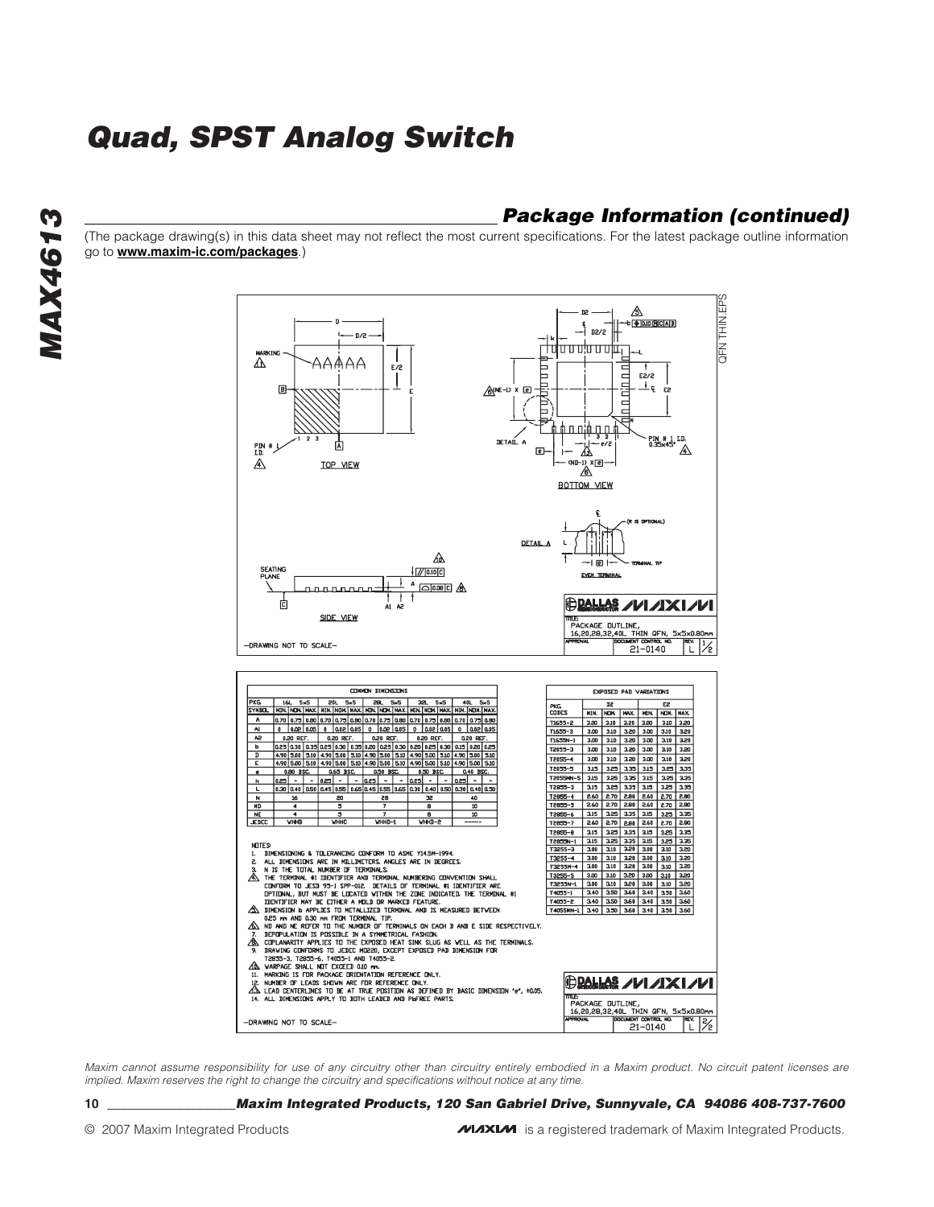## Package Information (continued)

(The package drawing(s) in this data sheet may not reflect the most current specifications. For the latest package outline information go to **www.maxim-ic.com/packages**.)

QFN THIN.EPS

PACKAGE OUTLINE, 16,20,28,32,40L THIN QFN, 5x5x0.80mm

DOCUMENT CONTROL NO. 21-0140 REV. L 1/2

-DRAWING NOT TO SCALE-

COMMON DIMENSIONS

| PKG. | 16L 5x5 | | | 20L 5x5 | | | 28L 5x5 | | | 32L 5x5 | | | 40L 5x5 | | |
|---|---|---|---|---|---|---|---|---|---|---|---|---|---|---|---|
| SYMBOL | MIN. | NOM. | MAX. | MIN. | NOM. | MAX. | MIN. | NOM. | MAX. | MIN. | NOM. | MAX. | MIN. | NOM. | MAX. |
| A | 0.70 | 0.75 | 0.80 | 0.70 | 0.75 | 0.80 | 0.70 | 0.75 | 0.80 | 0.70 | 0.75 | 0.80 | 0.70 | 0.75 | 0.80 |
| A1 | 0 | 0.02 | 0.05 | 0 | 0.02 | 0.05 | 0 | 0.02 | 0.05 | 0 | 0.02 | 0.05 | 0 | 0.02 | 0.05 |
| A2 | 0.20 REF. | | | 0.20 REF. | | | 0.20 REF. | | | 0.20 REF. | | | 0.20 REF. | | |
| b | 0.25 | 0.30 | 0.35 | 0.25 | 0.30 | 0.35 | 0.20 | 0.25 | 0.30 | 0.20 | 0.25 | 0.30 | 0.15 | 0.20 | 0.25 |
| D | 4.90 | 5.00 | 5.10 | 4.90 | 5.00 | 5.10 | 4.90 | 5.00 | 5.10 | 4.90 | 5.00 | 5.10 | 4.90 | 5.00 | 5.10 |
| E | 4.90 | 5.00 | 5.10 | 4.90 | 5.00 | 5.10 | 4.90 | 5.00 | 5.10 | 4.90 | 5.00 | 5.10 | 4.90 | 5.00 | 5.10 |
| e | 0.80 BSC. | | | 0.65 BSC. | | | 0.50 BSC. | | | 0.50 BSC. | | | 0.40 BSC. | | |
| k | 0.25 | - | - | 0.25 | - | - | 0.25 | - | - | 0.25 | - | - | 0.25 | - | - |
| L | 0.30 | 0.40 | 0.50 | 0.45 | 0.55 | 0.65 | 0.45 | 0.55 | 0.65 | 0.30 | 0.40 | 0.50 | 0.30 | 0.40 | 0.50 |
| N | 16 | | | 20 | | | 28 | | | 32 | | | 40 | | |
| ND | 4 | | | 5 | | | 7 | | | 8 | | | 10 | | |
| NE | 4 | | | 5 | | | 7 | | | 8 | | | 10 | | |
| JEDEC | WHHB | | | WHHC | | | WHHD-1 | | | WHHD-2 | | | ----- | | |

EXPOSED PAD VARIATIONS

| PKG. CODES | D2 | | | E2 | | |
|---|---|---|---|---|---|---|
| | MIN. | NOM. | MAX. | MIN. | NOM. | MAX. |
| T1655-2 | 3.00 | 3.10 | 3.20 | 3.00 | 3.10 | 3.20 |
| T1655-3 | 3.00 | 3.10 | 3.20 | 3.00 | 3.10 | 3.20 |
| T1655N-1 | 3.00 | 3.10 | 3.20 | 3.00 | 3.10 | 3.20 |
| T2055-3 | 3.00 | 3.10 | 3.20 | 3.00 | 3.10 | 3.20 |
| T2055-4 | 3.00 | 3.10 | 3.20 | 3.00 | 3.10 | 3.20 |
| T2055-5 | 3.15 | 3.25 | 3.35 | 3.15 | 3.25 | 3.35 |
| T2055MN-5 | 3.15 | 3.25 | 3.35 | 3.15 | 3.25 | 3.35 |
| T2855-3 | 3.15 | 3.25 | 3.35 | 3.15 | 3.25 | 3.35 |
| T2855-4 | 2.60 | 2.70 | 2.80 | 2.60 | 2.70 | 2.80 |
| T2855-5 | 2.60 | 2.70 | 2.80 | 2.60 | 2.70 | 2.80 |
| T2855-6 | 3.15 | 3.25 | 3.35 | 3.15 | 3.25 | 3.35 |
| T2855-7 | 2.60 | 2.70 | 2.80 | 2.60 | 2.70 | 2.80 |
| T2855-8 | 3.15 | 3.25 | 3.35 | 3.15 | 3.25 | 3.35 |
| T2855N-1 | 3.15 | 3.25 | 3.35 | 3.15 | 3.25 | 3.35 |
| T3255-3 | 3.00 | 3.10 | 3.20 | 3.00 | 3.10 | 3.20 |
| T3255-4 | 3.00 | 3.10 | 3.20 | 3.00 | 3.10 | 3.20 |
| T3255M-4 | 3.00 | 3.10 | 3.20 | 3.00 | 3.10 | 3.20 |
| T3255-5 | 3.00 | 3.10 | 3.20 | 3.00 | 3.10 | 3.20 |
| T3255N-1 | 3.00 | 3.10 | 3.20 | 3.00 | 3.10 | 3.20 |
| T4055-1 | 3.40 | 3.50 | 3.60 | 3.40 | 3.50 | 3.60 |
| T4055-2 | 3.40 | 3.50 | 3.60 | 3.40 | 3.50 | 3.60 |
| T4055MN-1 | 3.40 | 3.50 | 3.60 | 3.40 | 3.50 | 3.60 |

NOTES:

1. DIMENSIONING & TOLERANCING CONFORM TO ASME Y14.5M-1994.
2. ALL DIMENSIONS ARE IN MILLIMETERS. ANGLES ARE IN DEGREES.
3. N IS THE TOTAL NUMBER OF TERMINALS.
4. THE TERMINAL #1 IDENTIFIER AND TERMINAL NUMBERING CONVENTION SHALL CONFORM TO JESD 95-1 SPP-012. DETAILS OF TERMINAL #1 IDENTIFIER ARE OPTIONAL, BUT MUST BE LOCATED WITHIN THE ZONE INDICATED. THE TERMINAL #1 IDENTIFIER MAY BE EITHER A MOLD OR MARKED FEATURE.
5. DIMENSION b APPLIES TO METALLIZED TERMINAL AND IS MEASURED BETWEEN 0.25 mm AND 0.30 mm FROM TERMINAL TIP.
6. ND AND NE REFER TO THE NUMBER OF TERMINALS ON EACH D AND E SIDE RESPECTIVELY.
7. DEPOPULATION IS POSSIBLE IN A SYMMETRICAL FASHION.
8. COPLANARITY APPLIES TO THE EXPOSED HEAT SINK SLUG AS WELL AS THE TERMINALS.
9. DRAWING CONFORMS TO JEDEC MO220, EXCEPT EXPOSED PAD DIMENSION FOR T2855-3, T2855-6, T4055-1 AND T4055-2.
10. WARPAGE SHALL NOT EXCEED 0.10 mm.
11. MARKING IS FOR PACKAGE ORIENTATION REFERENCE ONLY.
12. NUMBER OF LEADS SHOWN ARE FOR REFERENCE ONLY.
13. LEAD CENTERLINES TO BE AT TRUE POSITION AS DEFINED BY BASIC DIMENSION "e", ±0.05.
14. ALL DIMENSIONS APPLY TO BOTH LEADED AND PbFREE PARTS.

PACKAGE OUTLINE, 16,20,28,32,40L THIN QFN, 5x5x0.80mm

DOCUMENT CONTROL NO. 21-0140 REV. L 2/2

-DRAWING NOT TO SCALE-

*Maxim cannot assume responsibility for use of any circuitry other than circuitry entirely embodied in a Maxim product. No circuit patent licenses are implied. Maxim reserves the right to change the circuitry and specifications without notice at any time.*

***Maxim Integrated Products, 120 San Gabriel Drive, Sunnyvale, CA 94086 408-737-7600***

© 2007 Maxim Integrated Products

MAXIM is a registered trademark of Maxim Integrated Products.